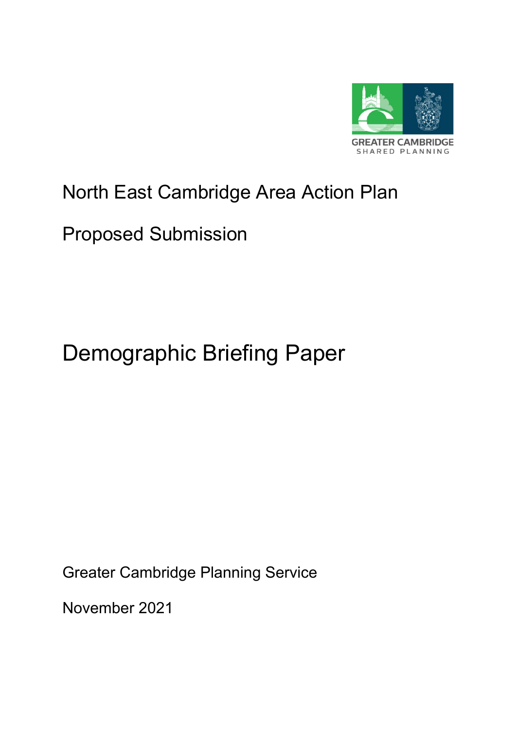GREATER CAMBRIDGE
SHARED PLANNING

North East Cambridge Area Action Plan

Proposed Submission

# Demographic Briefing Paper

Greater Cambridge Planning Service

November 2021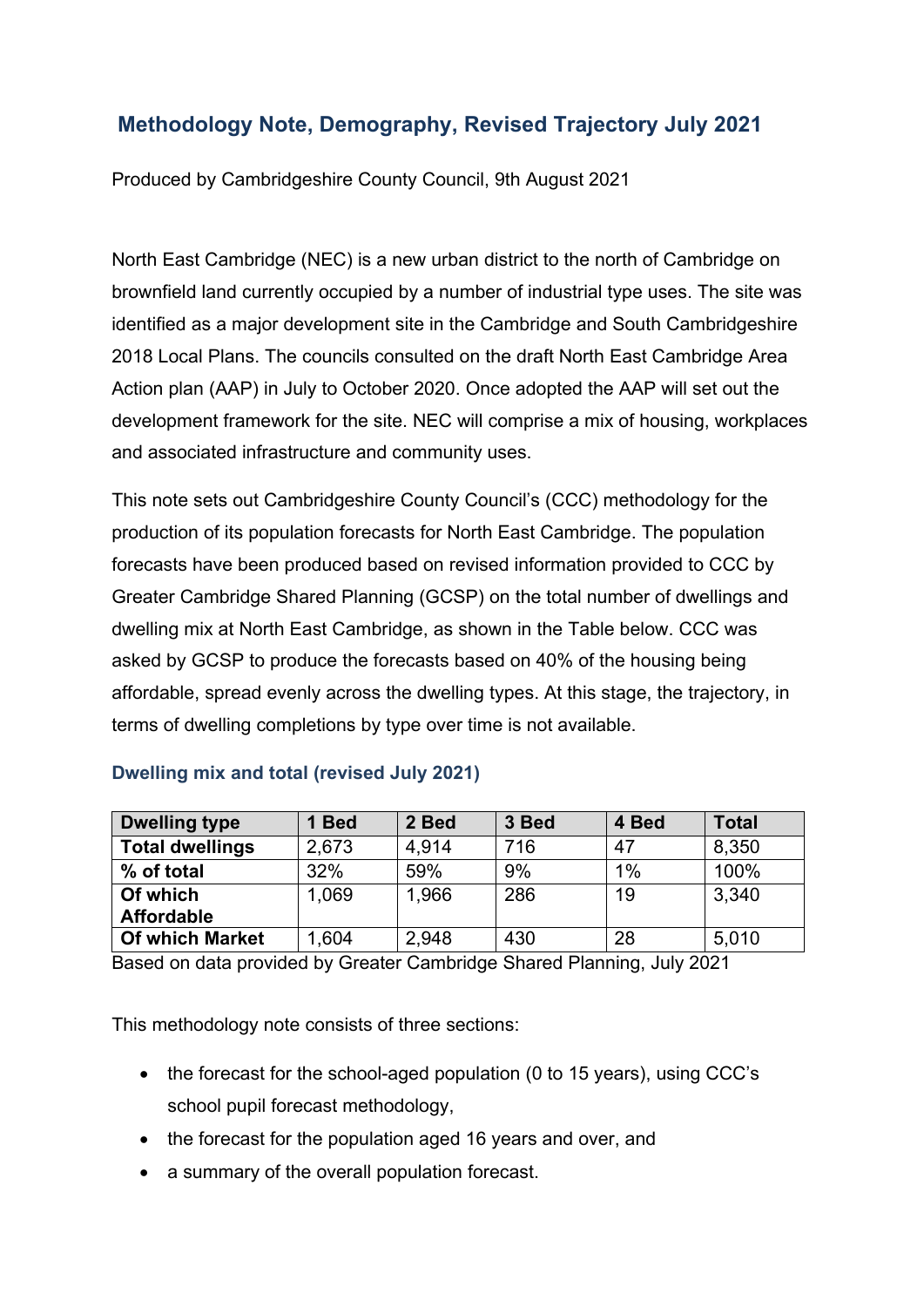# Methodology Note, Demography, Revised Trajectory July 2021

Produced by Cambridgeshire County Council, 9th August 2021

North East Cambridge (NEC) is a new urban district to the north of Cambridge on brownfield land currently occupied by a number of industrial type uses. The site was identified as a major development site in the Cambridge and South Cambridgeshire 2018 Local Plans. The councils consulted on the draft North East Cambridge Area Action plan (AAP) in July to October 2020. Once adopted the AAP will set out the development framework for the site. NEC will comprise a mix of housing, workplaces and associated infrastructure and community uses.

This note sets out Cambridgeshire County Council's (CCC) methodology for the production of its population forecasts for North East Cambridge. The population forecasts have been produced based on revised information provided to CCC by Greater Cambridge Shared Planning (GCSP) on the total number of dwellings and dwelling mix at North East Cambridge, as shown in the Table below. CCC was asked by GCSP to produce the forecasts based on 40% of the housing being affordable, spread evenly across the dwelling types. At this stage, the trajectory, in terms of dwelling completions by type over time is not available.

### Dwelling mix and total (revised July 2021)

| Dwelling type | 1 Bed | 2 Bed | 3 Bed | 4 Bed | Total |
|---|---|---|---|---|---|
| **Total dwellings** | 2,673 | 4,914 | 716 | 47 | 8,350 |
| **% of total** | 32% | 59% | 9% | 1% | 100% |
| **Of which Affordable** | 1,069 | 1,966 | 286 | 19 | 3,340 |
| **Of which Market** | 1,604 | 2,948 | 430 | 28 | 5,010 |

Based on data provided by Greater Cambridge Shared Planning, July 2021

This methodology note consists of three sections:

- the forecast for the school-aged population (0 to 15 years), using CCC's school pupil forecast methodology,
- the forecast for the population aged 16 years and over, and
- a summary of the overall population forecast.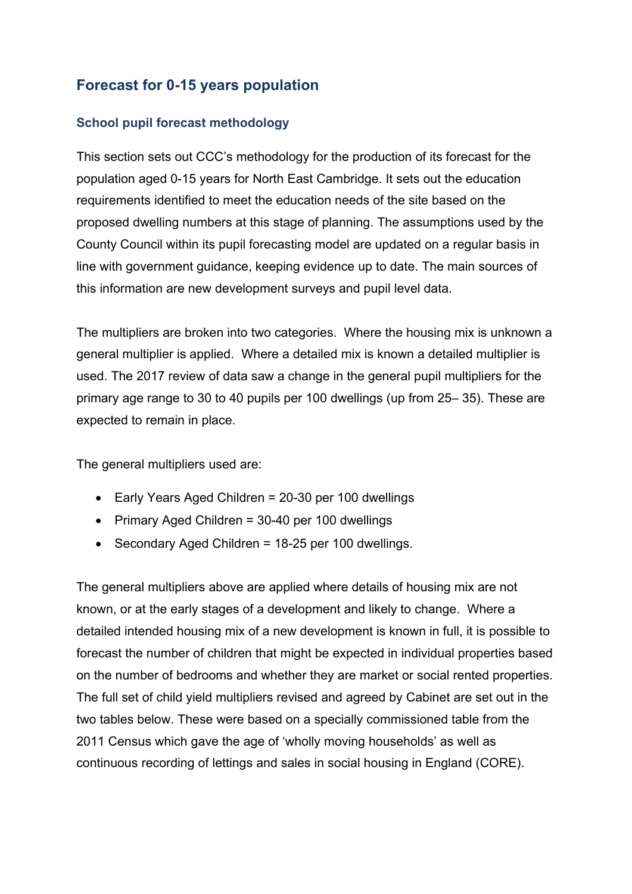## Forecast for 0-15 years population

### School pupil forecast methodology

This section sets out CCC's methodology for the production of its forecast for the population aged 0-15 years for North East Cambridge. It sets out the education requirements identified to meet the education needs of the site based on the proposed dwelling numbers at this stage of planning. The assumptions used by the County Council within its pupil forecasting model are updated on a regular basis in line with government guidance, keeping evidence up to date. The main sources of this information are new development surveys and pupil level data.

The multipliers are broken into two categories. Where the housing mix is unknown a general multiplier is applied. Where a detailed mix is known a detailed multiplier is used. The 2017 review of data saw a change in the general pupil multipliers for the primary age range to 30 to 40 pupils per 100 dwellings (up from 25– 35). These are expected to remain in place.

The general multipliers used are:

- Early Years Aged Children = 20-30 per 100 dwellings
- Primary Aged Children = 30-40 per 100 dwellings
- Secondary Aged Children = 18-25 per 100 dwellings.

The general multipliers above are applied where details of housing mix are not known, or at the early stages of a development and likely to change. Where a detailed intended housing mix of a new development is known in full, it is possible to forecast the number of children that might be expected in individual properties based on the number of bedrooms and whether they are market or social rented properties. The full set of child yield multipliers revised and agreed by Cabinet are set out in the two tables below. These were based on a specially commissioned table from the 2011 Census which gave the age of 'wholly moving households' as well as continuous recording of lettings and sales in social housing in England (CORE).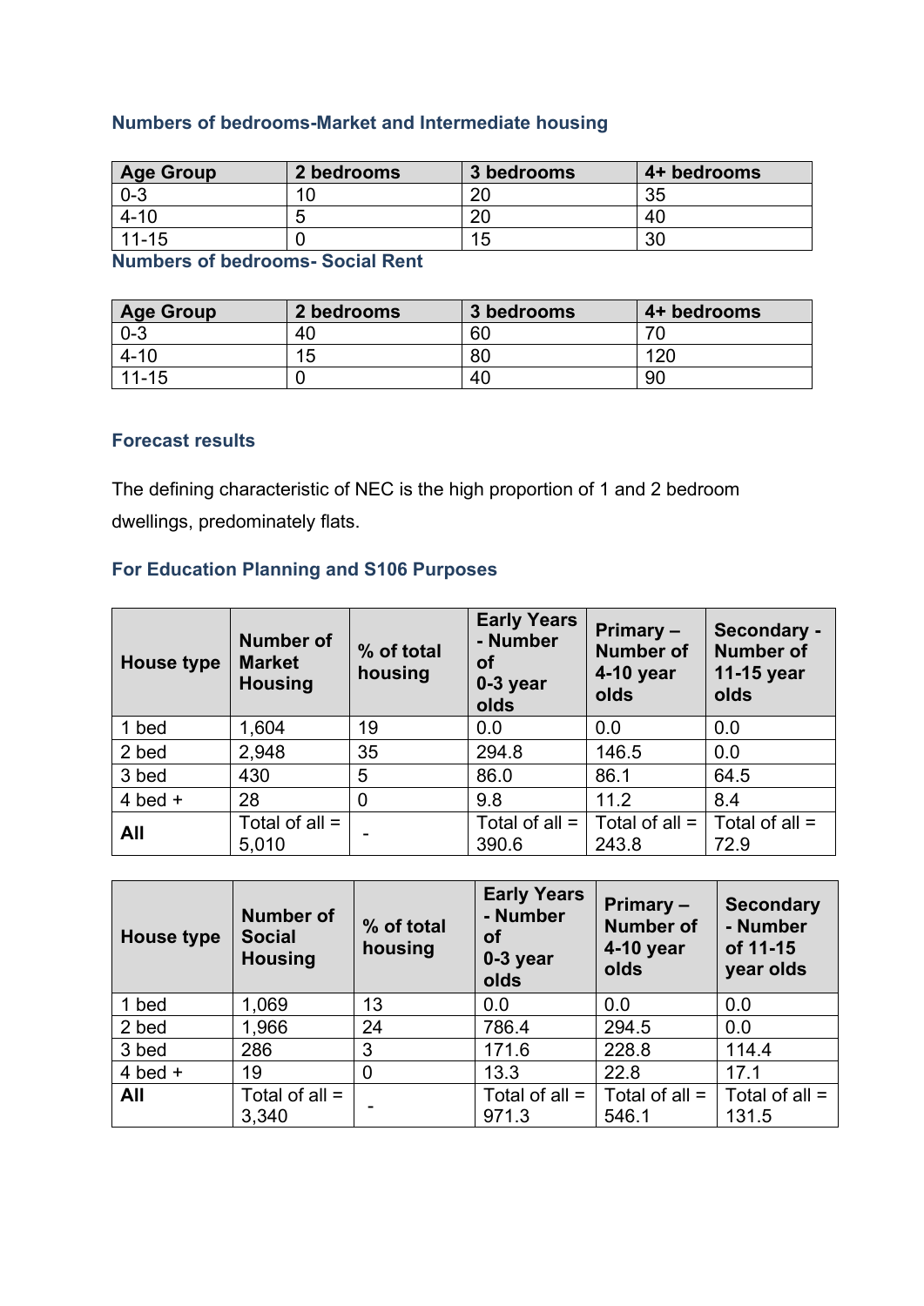### Numbers of bedrooms-Market and Intermediate housing

| Age Group | 2 bedrooms | 3 bedrooms | 4+ bedrooms |
|---|---|---|---|
| 0-3 | 10 | 20 | 35 |
| 4-10 | 5 | 20 | 40 |
| 11-15 | 0 | 15 | 30 |

### Numbers of bedrooms- Social Rent

| Age Group | 2 bedrooms | 3 bedrooms | 4+ bedrooms |
|---|---|---|---|
| 0-3 | 40 | 60 | 70 |
| 4-10 | 15 | 80 | 120 |
| 11-15 | 0 | 40 | 90 |

### Forecast results

The defining characteristic of NEC is the high proportion of 1 and 2 bedroom dwellings, predominately flats.

### For Education Planning and S106 Purposes

| House type | Number of Market Housing | % of total housing | Early Years - Number of 0-3 year olds | Primary – Number of 4-10 year olds | Secondary - Number of 11-15 year olds |
|---|---|---|---|---|---|
| 1 bed | 1,604 | 19 | 0.0 | 0.0 | 0.0 |
| 2 bed | 2,948 | 35 | 294.8 | 146.5 | 0.0 |
| 3 bed | 430 | 5 | 86.0 | 86.1 | 64.5 |
| 4 bed + | 28 | 0 | 9.8 | 11.2 | 8.4 |
| **All** | Total of all = 5,010 | - | Total of all = 390.6 | Total of all = 243.8 | Total of all = 72.9 |

| House type | Number of Social Housing | % of total housing | Early Years - Number of 0-3 year olds | Primary – Number of 4-10 year olds | Secondary - Number of 11-15 year olds |
|---|---|---|---|---|---|
| 1 bed | 1,069 | 13 | 0.0 | 0.0 | 0.0 |
| 2 bed | 1,966 | 24 | 786.4 | 294.5 | 0.0 |
| 3 bed | 286 | 3 | 171.6 | 228.8 | 114.4 |
| 4 bed + | 19 | 0 | 13.3 | 22.8 | 17.1 |
| **All** | Total of all = 3,340 | - | Total of all = 971.3 | Total of all = 546.1 | Total of all = 131.5 |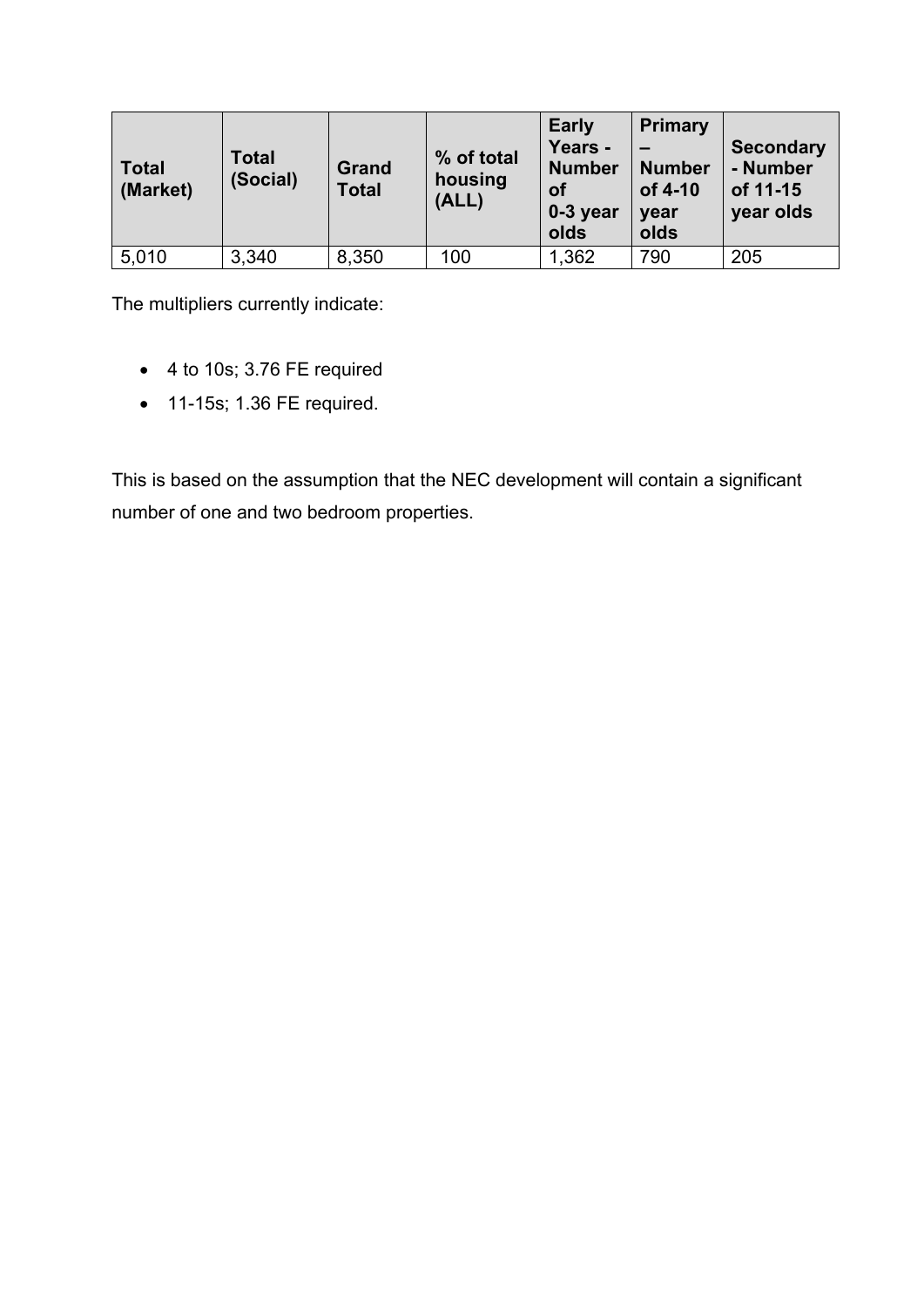| Total (Market) | Total (Social) | Grand Total | % of total housing (ALL) | Early Years - Number of 0-3 year olds | Primary – Number of 4-10 year olds | Secondary - Number of 11-15 year olds |
|---|---|---|---|---|---|---|
| 5,010 | 3,340 | 8,350 | 100 | 1,362 | 790 | 205 |

The multipliers currently indicate:

- 4 to 10s; 3.76 FE required
- 11-15s; 1.36 FE required.

This is based on the assumption that the NEC development will contain a significant number of one and two bedroom properties.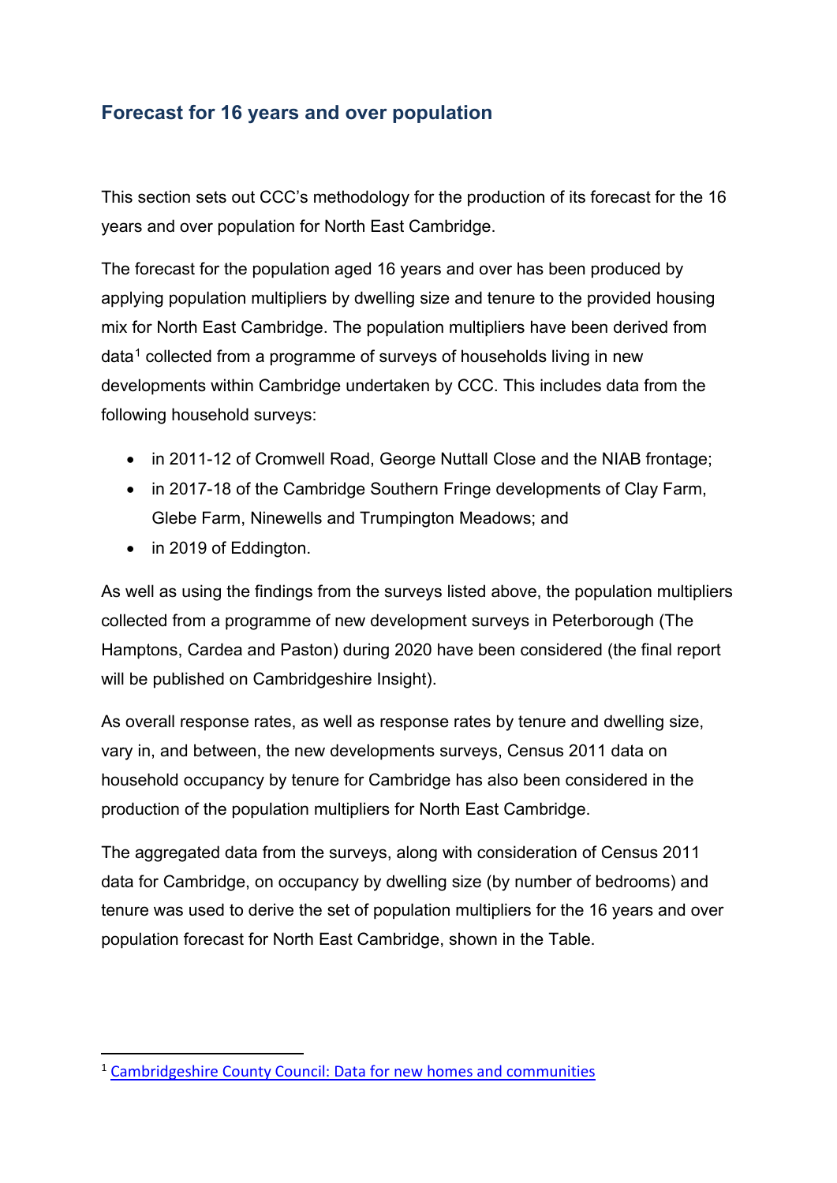## Forecast for 16 years and over population

This section sets out CCC's methodology for the production of its forecast for the 16 years and over population for North East Cambridge.

The forecast for the population aged 16 years and over has been produced by applying population multipliers by dwelling size and tenure to the provided housing mix for North East Cambridge. The population multipliers have been derived from data[1] collected from a programme of surveys of households living in new developments within Cambridge undertaken by CCC. This includes data from the following household surveys:

- in 2011-12 of Cromwell Road, George Nuttall Close and the NIAB frontage;
- in 2017-18 of the Cambridge Southern Fringe developments of Clay Farm, Glebe Farm, Ninewells and Trumpington Meadows; and
- in 2019 of Eddington.

As well as using the findings from the surveys listed above, the population multipliers collected from a programme of new development surveys in Peterborough (The Hamptons, Cardea and Paston) during 2020 have been considered (the final report will be published on Cambridgeshire Insight).

As overall response rates, as well as response rates by tenure and dwelling size, vary in, and between, the new developments surveys, Census 2011 data on household occupancy by tenure for Cambridge has also been considered in the production of the population multipliers for North East Cambridge.

The aggregated data from the surveys, along with consideration of Census 2011 data for Cambridge, on occupancy by dwelling size (by number of bedrooms) and tenure was used to derive the set of population multipliers for the 16 years and over population forecast for North East Cambridge, shown in the Table.

---

[1] Cambridgeshire County Council: Data for new homes and communities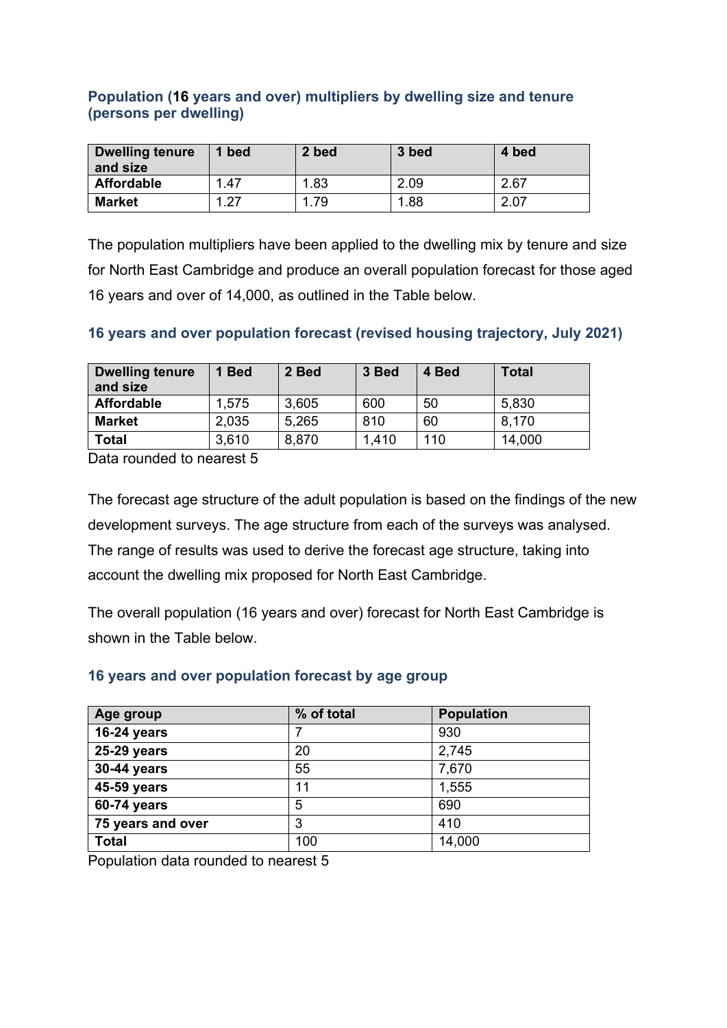### Population (16 years and over) multipliers by dwelling size and tenure (persons per dwelling)

| Dwelling tenure and size | 1 bed | 2 bed | 3 bed | 4 bed |
|---|---|---|---|---|
| **Affordable** | 1.47 | 1.83 | 2.09 | 2.67 |
| **Market** | 1.27 | 1.79 | 1.88 | 2.07 |

The population multipliers have been applied to the dwelling mix by tenure and size for North East Cambridge and produce an overall population forecast for those aged 16 years and over of 14,000, as outlined in the Table below.

### 16 years and over population forecast (revised housing trajectory, July 2021)

| Dwelling tenure and size | 1 Bed | 2 Bed | 3 Bed | 4 Bed | Total |
|---|---|---|---|---|---|
| **Affordable** | 1,575 | 3,605 | 600 | 50 | 5,830 |
| **Market** | 2,035 | 5,265 | 810 | 60 | 8,170 |
| **Total** | 3,610 | 8,870 | 1,410 | 110 | 14,000 |

Data rounded to nearest 5

The forecast age structure of the adult population is based on the findings of the new development surveys. The age structure from each of the surveys was analysed. The range of results was used to derive the forecast age structure, taking into account the dwelling mix proposed for North East Cambridge.

The overall population (16 years and over) forecast for North East Cambridge is shown in the Table below.

### 16 years and over population forecast by age group

| Age group | % of total | Population |
|---|---|---|
| **16-24 years** | 7 | 930 |
| **25-29 years** | 20 | 2,745 |
| **30-44 years** | 55 | 7,670 |
| **45-59 years** | 11 | 1,555 |
| **60-74 years** | 5 | 690 |
| **75 years and over** | 3 | 410 |
| **Total** | 100 | 14,000 |

Population data rounded to nearest 5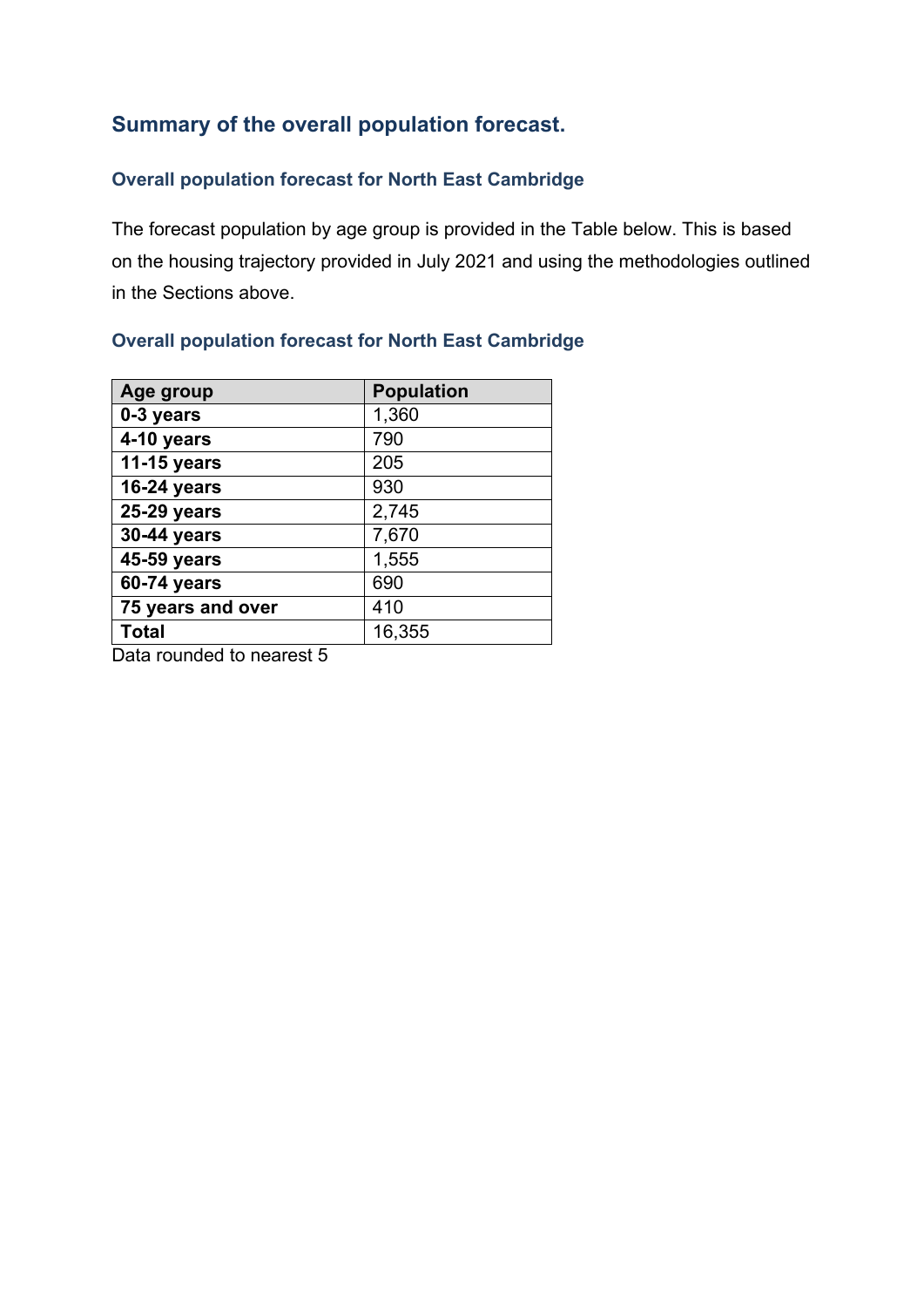## Summary of the overall population forecast.

### Overall population forecast for North East Cambridge

The forecast population by age group is provided in the Table below. This is based on the housing trajectory provided in July 2021 and using the methodologies outlined in the Sections above.

### Overall population forecast for North East Cambridge

| Age group | Population |
|---|---|
| **0-3 years** | 1,360 |
| **4-10 years** | 790 |
| **11-15 years** | 205 |
| **16-24 years** | 930 |
| **25-29 years** | 2,745 |
| **30-44 years** | 7,670 |
| **45-59 years** | 1,555 |
| **60-74 years** | 690 |
| **75 years and over** | 410 |
| **Total** | 16,355 |

Data rounded to nearest 5